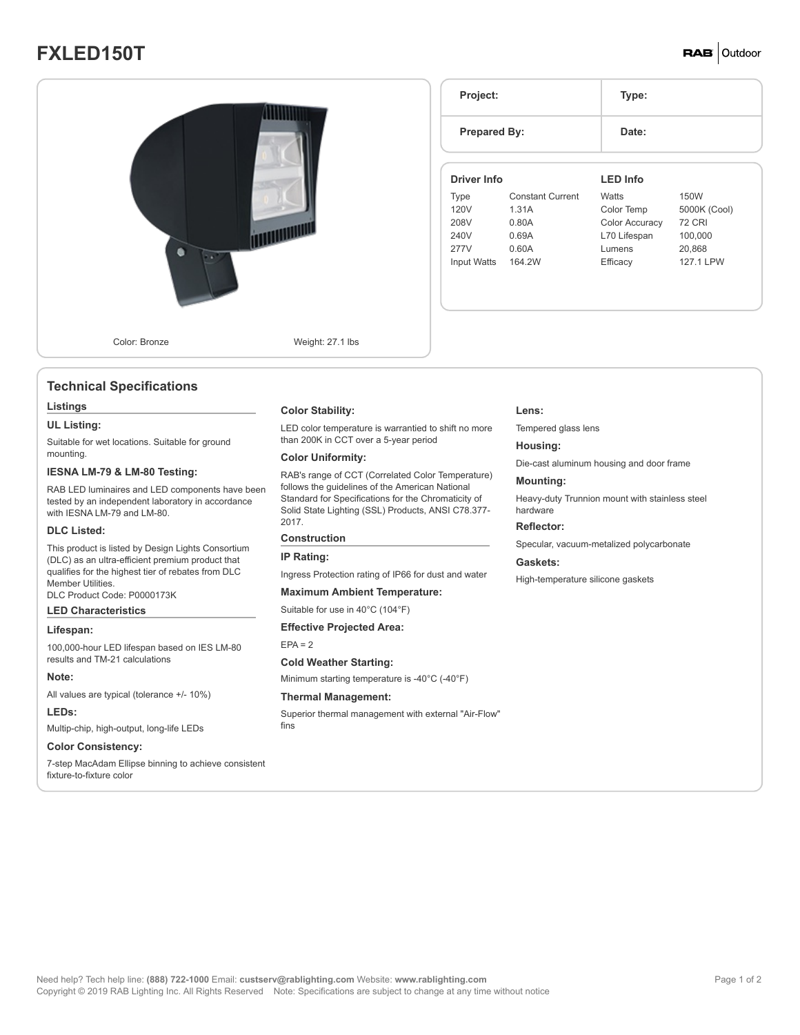# FXLED150T

RAB | Outdoor

| Project: | Type: |
| --- | --- |
| Prepared By: | Date: |

Color: Bronze

Weight: 27.1 lbs

### Driver Info

| | |
| --- | --- |
| Type | Constant Current |
| 120V | 1.31A |
| 208V | 0.80A |
| 240V | 0.69A |
| 277V | 0.60A |
| Input Watts | 164.2W |

### LED Info

| | |
| --- | --- |
| Watts | 150W |
| Color Temp | 5000K (Cool) |
| Color Accuracy | 72 CRI |
| L70 Lifespan | 100,000 |
| Lumens | 20,868 |
| Efficacy | 127.1 LPW |

## Technical Specifications

### Listings

**UL Listing:**

Suitable for wet locations. Suitable for ground mounting.

**IESNA LM-79 & LM-80 Testing:**

RAB LED luminaires and LED components have been tested by an independent laboratory in accordance with IESNA LM-79 and LM-80.

**DLC Listed:**

This product is listed by Design Lights Consortium (DLC) as an ultra-efficient premium product that qualifies for the highest tier of rebates from DLC Member Utilities.
DLC Product Code: P0000173K

### LED Characteristics

**Lifespan:**

100,000-hour LED lifespan based on IES LM-80 results and TM-21 calculations

**Note:**

All values are typical (tolerance +/- 10%)

**LEDs:**

Multip-chip, high-output, long-life LEDs

**Color Consistency:**

7-step MacAdam Ellipse binning to achieve consistent fixture-to-fixture color

**Color Stability:**

LED color temperature is warrantied to shift no more than 200K in CCT over a 5-year period

**Color Uniformity:**

RAB's range of CCT (Correlated Color Temperature) follows the guidelines of the American National Standard for Specifications for the Chromaticity of Solid State Lighting (SSL) Products, ANSI C78.377-2017.

### Construction

**IP Rating:**

Ingress Protection rating of IP66 for dust and water

**Maximum Ambient Temperature:**

Suitable for use in 40°C (104°F)

**Effective Projected Area:**

EPA = 2

**Cold Weather Starting:**

Minimum starting temperature is -40°C (-40°F)

**Thermal Management:**

Superior thermal management with external "Air-Flow" fins

**Lens:**

Tempered glass lens

**Housing:**

Die-cast aluminum housing and door frame

**Mounting:**

Heavy-duty Trunnion mount with stainless steel hardware

**Reflector:**

Specular, vacuum-metalized polycarbonate

**Gaskets:**

High-temperature silicone gaskets

Need help? Tech help line: **(888) 722-1000** Email: **custserv@rablighting.com** Website: **www.rablighting.com**
Copyright © 2019 RAB Lighting Inc. All Rights Reserved    Note: Specifications are subject to change at any time without notice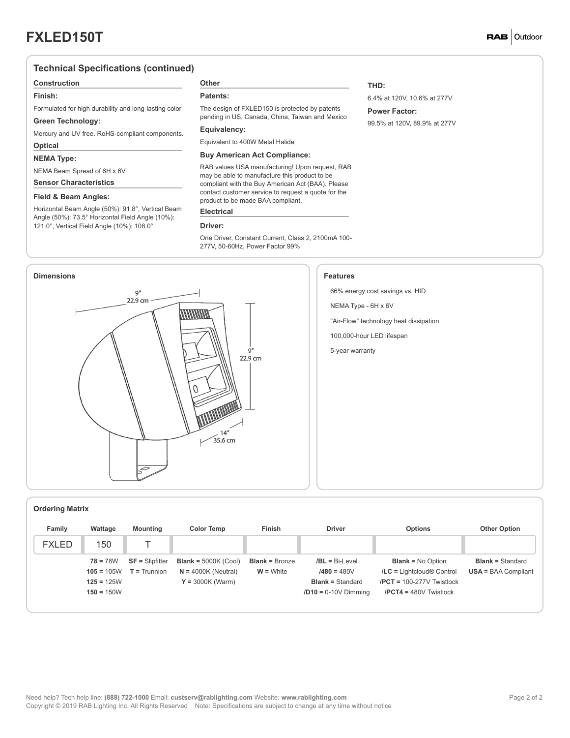# FXLED150T

## Technical Specifications (continued)

### Construction

**Finish:**

Formulated for high durability and long-lasting color

**Green Technology:**

Mercury and UV free. RoHS-compliant components.

### Optical

**NEMA Type:**

NEMA Beam Spread of 6H x 6V

### Sensor Characteristics

**Field & Beam Angles:**

Horizontal Beam Angle (50%): 91.8°, Vertical Beam Angle (50%): 73.5° Horizontal Field Angle (10%): 121.0°, Vertical Field Angle (10%): 108.0°

### Other

**Patents:**

The design of FXLED150 is protected by patents pending in US, Canada, China, Taiwan and Mexico

**Equivalency:**

Equivalent to 400W Metal Halide

**Buy American Act Compliance:**

RAB values USA manufacturing! Upon request, RAB may be able to manufacture this product to be compliant with the Buy American Act (BAA). Please contact customer service to request a quote for the product to be made BAA compliant.

### Electrical

**Driver:**

One Driver, Constant Current, Class 2, 2100mA 100-277V, 50-60Hz, Power Factor 99%

**THD:**

6.4% at 120V, 10.6% at 277V

**Power Factor:**

99.5% at 120V, 89.9% at 277V

## Dimensions

9″
22.9 cm

9″
22.9 cm

14″
35.6 cm

## Features

66% energy cost savings vs. HID

NEMA Type - 6H x 6V

"Air-Flow" technology heat dissipation

100,000-hour LED lifespan

5-year warranty

## Ordering Matrix

| Family | Wattage | Mounting | Color Temp | Finish | Driver | Options | Other Option |
|---|---|---|---|---|---|---|---|
| FXLED | 150 | T | | | | | |
| | **78 =** 78W | **SF =** Slipfitter | **Blank =** 5000K (Cool) | **Blank =** Bronze | **/BL =** Bi-Level | **Blank =** No Option | **Blank =** Standard |
| | **105 =** 105W | **T =** Trunnion | **N =** 4000K (Neutral) | **W =** White | **/480 =** 480V | **/LC =** Lightcloud® Control | **USA =** BAA Compliant |
| | **125 =** 125W | | **Y =** 3000K (Warm) | | **Blank =** Standard | **/PCT =** 100-277V Twistlock | |
| | **150 =** 150W | | | | **/D10 =** 0-10V Dimming | **/PCT4 =** 480V Twistlock | |

Need help? Tech help line: **(888) 722-1000** Email: **custserv@rablighting.com** Website: **www.rablighting.com**
Copyright © 2019 RAB Lighting Inc. All Rights Reserved Note: Specifications are subject to change at any time without notice